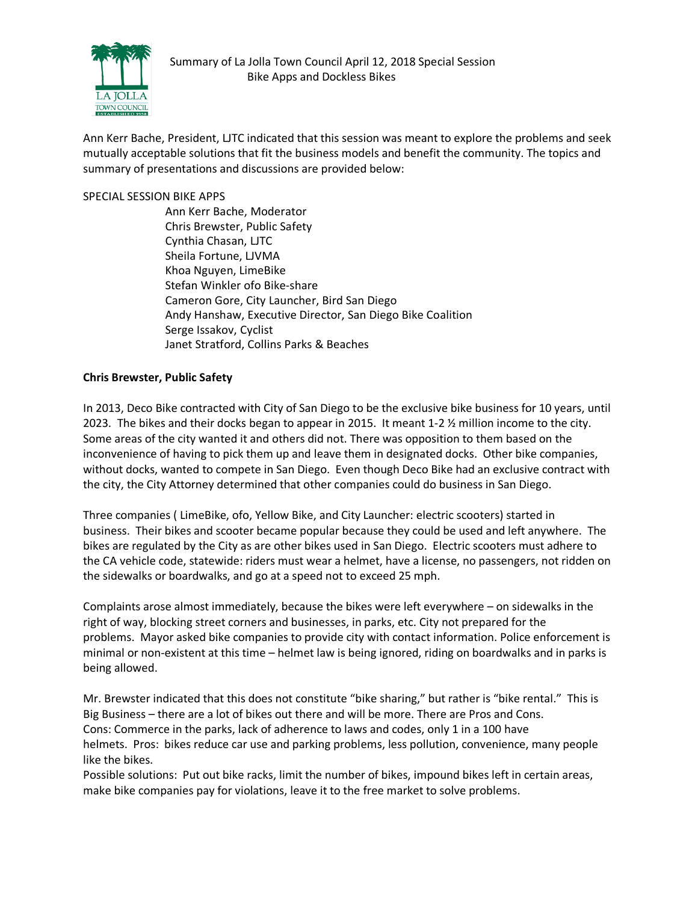# Summary of La Jolla Town Council April 12, 2018 Special Session
## Bike Apps and Dockless Bikes

Ann Kerr Bache, President, LJTC indicated that this session was meant to explore the problems and seek mutually acceptable solutions that fit the business models and benefit the community. The topics and summary of presentations and discussions are provided below:

SPECIAL SESSION BIKE APPS

- Ann Kerr Bache, Moderator
- Chris Brewster, Public Safety
- Cynthia Chasan, LJTC
- Sheila Fortune, LJVMA
- Khoa Nguyen, LimeBike
- Stefan Winkler ofo Bike-share
- Cameron Gore, City Launcher, Bird San Diego
- Andy Hanshaw, Executive Director, San Diego Bike Coalition
- Serge Issakov, Cyclist
- Janet Stratford, Collins Parks & Beaches

**Chris Brewster, Public Safety**

In 2013, Deco Bike contracted with City of San Diego to be the exclusive bike business for 10 years, until 2023. The bikes and their docks began to appear in 2015. It meant 1-2 ½ million income to the city. Some areas of the city wanted it and others did not. There was opposition to them based on the inconvenience of having to pick them up and leave them in designated docks. Other bike companies, without docks, wanted to compete in San Diego. Even though Deco Bike had an exclusive contract with the city, the City Attorney determined that other companies could do business in San Diego.

Three companies ( LimeBike, ofo, Yellow Bike, and City Launcher: electric scooters) started in business. Their bikes and scooter became popular because they could be used and left anywhere. The bikes are regulated by the City as are other bikes used in San Diego. Electric scooters must adhere to the CA vehicle code, statewide: riders must wear a helmet, have a license, no passengers, not ridden on the sidewalks or boardwalks, and go at a speed not to exceed 25 mph.

Complaints arose almost immediately, because the bikes were left everywhere – on sidewalks in the right of way, blocking street corners and businesses, in parks, etc. City not prepared for the problems. Mayor asked bike companies to provide city with contact information. Police enforcement is minimal or non-existent at this time – helmet law is being ignored, riding on boardwalks and in parks is being allowed.

Mr. Brewster indicated that this does not constitute "bike sharing," but rather is "bike rental." This is Big Business – there are a lot of bikes out there and will be more. There are Pros and Cons. Cons: Commerce in the parks, lack of adherence to laws and codes, only 1 in a 100 have helmets. Pros: bikes reduce car use and parking problems, less pollution, convenience, many people like the bikes.
Possible solutions: Put out bike racks, limit the number of bikes, impound bikes left in certain areas, make bike companies pay for violations, leave it to the free market to solve problems.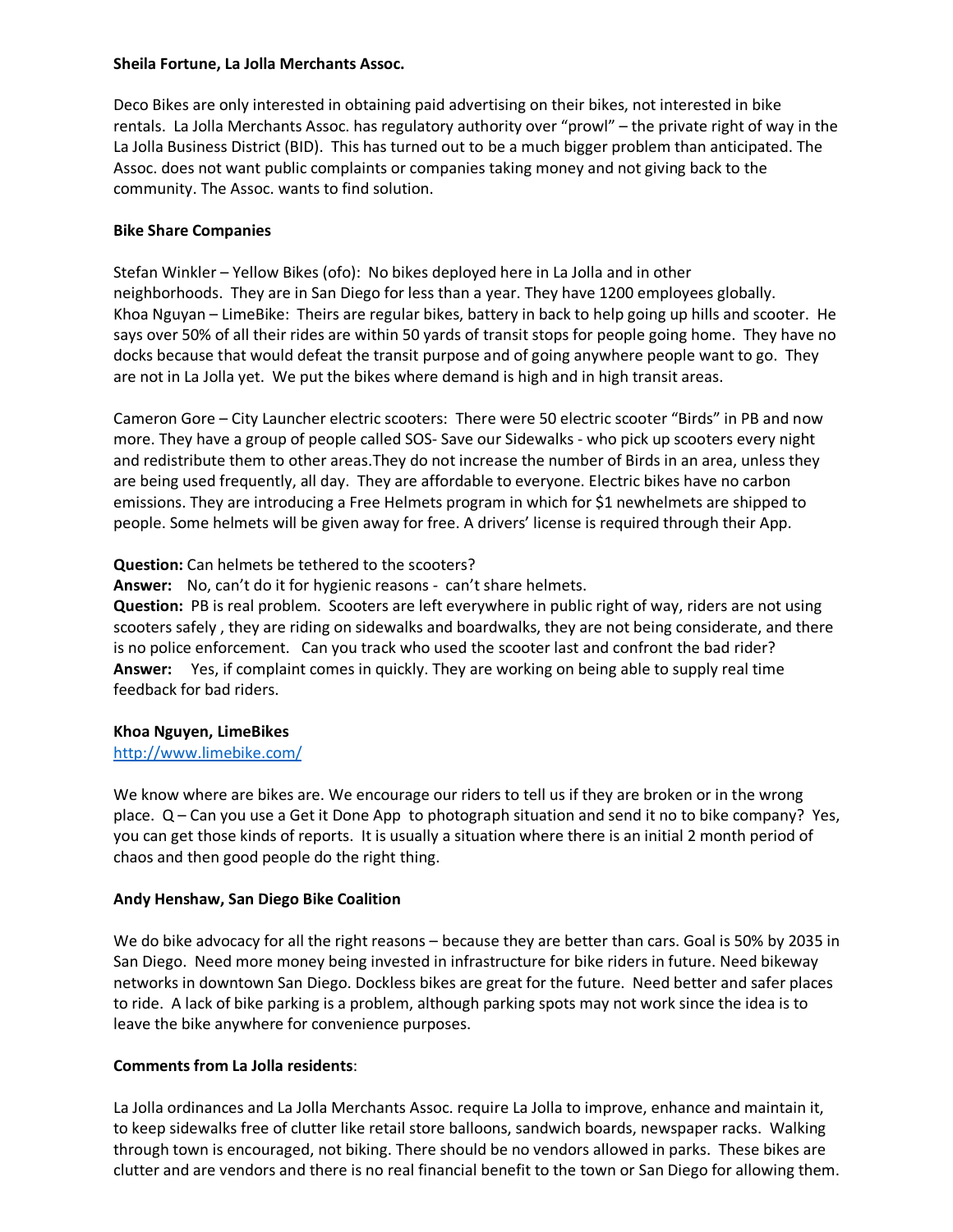**Sheila Fortune, La Jolla Merchants Assoc.**

Deco Bikes are only interested in obtaining paid advertising on their bikes, not interested in bike rentals. La Jolla Merchants Assoc. has regulatory authority over "prowl" – the private right of way in the La Jolla Business District (BID). This has turned out to be a much bigger problem than anticipated. The Assoc. does not want public complaints or companies taking money and not giving back to the community. The Assoc. wants to find solution.

**Bike Share Companies**

Stefan Winkler – Yellow Bikes (ofo): No bikes deployed here in La Jolla and in other neighborhoods. They are in San Diego for less than a year. They have 1200 employees globally.
Khoa Nguyan – LimeBike: Theirs are regular bikes, battery in back to help going up hills and scooter. He says over 50% of all their rides are within 50 yards of transit stops for people going home. They have no docks because that would defeat the transit purpose and of going anywhere people want to go. They are not in La Jolla yet. We put the bikes where demand is high and in high transit areas.

Cameron Gore – City Launcher electric scooters: There were 50 electric scooter "Birds" in PB and now more. They have a group of people called SOS- Save our Sidewalks - who pick up scooters every night and redistribute them to other areas.They do not increase the number of Birds in an area, unless they are being used frequently, all day. They are affordable to everyone. Electric bikes have no carbon emissions. They are introducing a Free Helmets program in which for $1 newhelmets are shipped to people. Some helmets will be given away for free. A drivers' license is required through their App.

**Question:** Can helmets be tethered to the scooters?
**Answer:** No, can't do it for hygienic reasons - can't share helmets.
**Question:** PB is real problem. Scooters are left everywhere in public right of way, riders are not using scooters safely , they are riding on sidewalks and boardwalks, they are not being considerate, and there is no police enforcement. Can you track who used the scooter last and confront the bad rider?
**Answer:** Yes, if complaint comes in quickly. They are working on being able to supply real time feedback for bad riders.

**Khoa Nguyen, LimeBikes**
[http://www.limebike.com/](http://www.limebike.com/)

We know where are bikes are. We encourage our riders to tell us if they are broken or in the wrong place. Q – Can you use a Get it Done App to photograph situation and send it no to bike company? Yes, you can get those kinds of reports. It is usually a situation where there is an initial 2 month period of chaos and then good people do the right thing.

**Andy Henshaw, San Diego Bike Coalition**

We do bike advocacy for all the right reasons – because they are better than cars. Goal is 50% by 2035 in San Diego. Need more money being invested in infrastructure for bike riders in future. Need bikeway networks in downtown San Diego. Dockless bikes are great for the future. Need better and safer places to ride. A lack of bike parking is a problem, although parking spots may not work since the idea is to leave the bike anywhere for convenience purposes.

**Comments from La Jolla residents**:

La Jolla ordinances and La Jolla Merchants Assoc. require La Jolla to improve, enhance and maintain it, to keep sidewalks free of clutter like retail store balloons, sandwich boards, newspaper racks. Walking through town is encouraged, not biking. There should be no vendors allowed in parks. These bikes are clutter and are vendors and there is no real financial benefit to the town or San Diego for allowing them.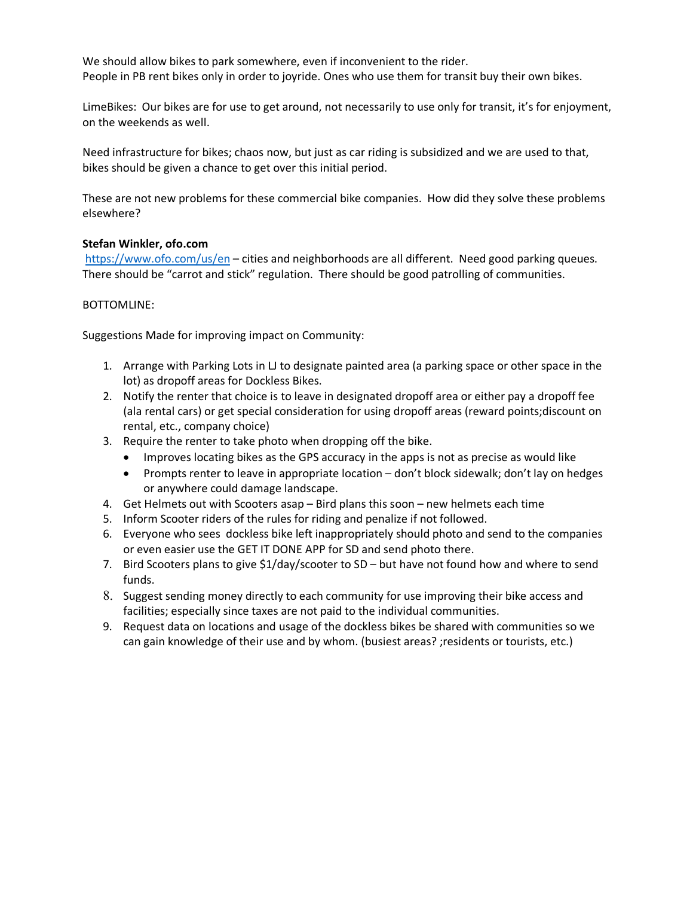We should allow bikes to park somewhere, even if inconvenient to the rider.
People in PB rent bikes only in order to joyride. Ones who use them for transit buy their own bikes.

LimeBikes: Our bikes are for use to get around, not necessarily to use only for transit, it's for enjoyment, on the weekends as well.

Need infrastructure for bikes; chaos now, but just as car riding is subsidized and we are used to that, bikes should be given a chance to get over this initial period.

These are not new problems for these commercial bike companies. How did they solve these problems elsewhere?

**Stefan Winkler, ofo.com**
https://www.ofo.com/us/en – cities and neighborhoods are all different. Need good parking queues. There should be "carrot and stick" regulation. There should be good patrolling of communities.

BOTTOMLINE:

Suggestions Made for improving impact on Community:

1. Arrange with Parking Lots in LJ to designate painted area (a parking space or other space in the lot) as dropoff areas for Dockless Bikes.
2. Notify the renter that choice is to leave in designated dropoff area or either pay a dropoff fee (ala rental cars) or get special consideration for using dropoff areas (reward points;discount on rental, etc., company choice)
3. Require the renter to take photo when dropping off the bike.
   - Improves locating bikes as the GPS accuracy in the apps is not as precise as would like
   - Prompts renter to leave in appropriate location – don't block sidewalk; don't lay on hedges or anywhere could damage landscape.
4. Get Helmets out with Scooters asap – Bird plans this soon – new helmets each time
5. Inform Scooter riders of the rules for riding and penalize if not followed.
6. Everyone who sees dockless bike left inappropriately should photo and send to the companies or even easier use the GET IT DONE APP for SD and send photo there.
7. Bird Scooters plans to give $1/day/scooter to SD – but have not found how and where to send funds.
8. Suggest sending money directly to each community for use improving their bike access and facilities; especially since taxes are not paid to the individual communities.
9. Request data on locations and usage of the dockless bikes be shared with communities so we can gain knowledge of their use and by whom. (busiest areas? ;residents or tourists, etc.)